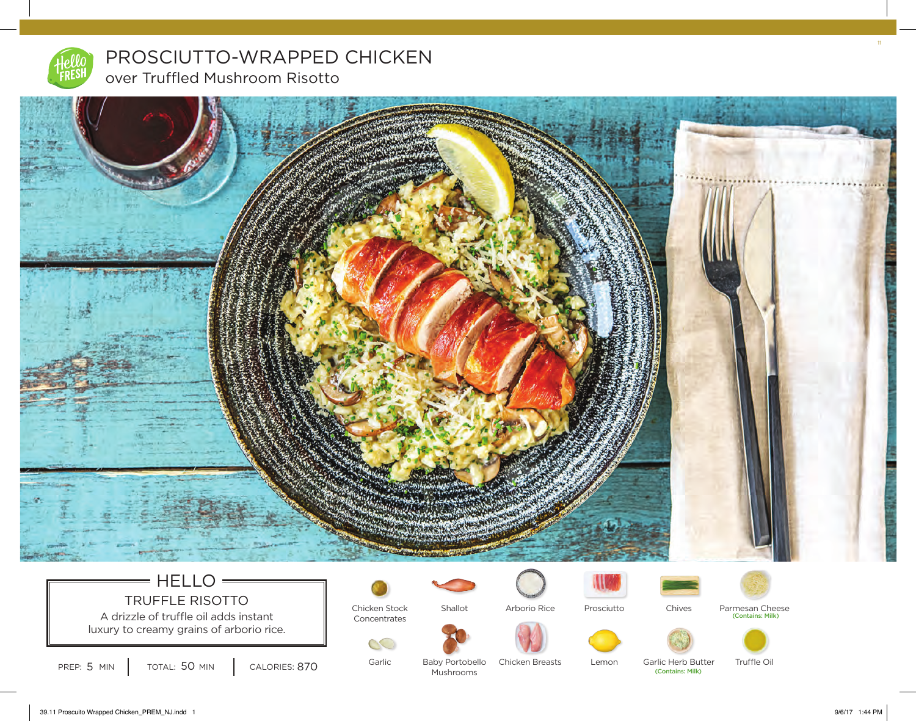# PROSCIUTTO-WRAPPED CHICKEN

## over Truffled Mushroom Risotto

### HELLO

**TRUFFLE RISOTTO**

A drizzle of truffle oil adds instant luxury to creamy grains of arborio rice.

PREP: 5 MIN | TOTAL: 50 MIN | CALORIES: 870

- Chicken Stock Concentrates
- Shallot
- Arborio Rice
- Prosciutto
- Chives
- Parmesan Cheese (Contains: Milk)
- Garlic
- Baby Portobello Mushrooms
- Chicken Breasts
- Lemon
- Garlic Herb Butter (Contains: Milk)
- Truffle Oil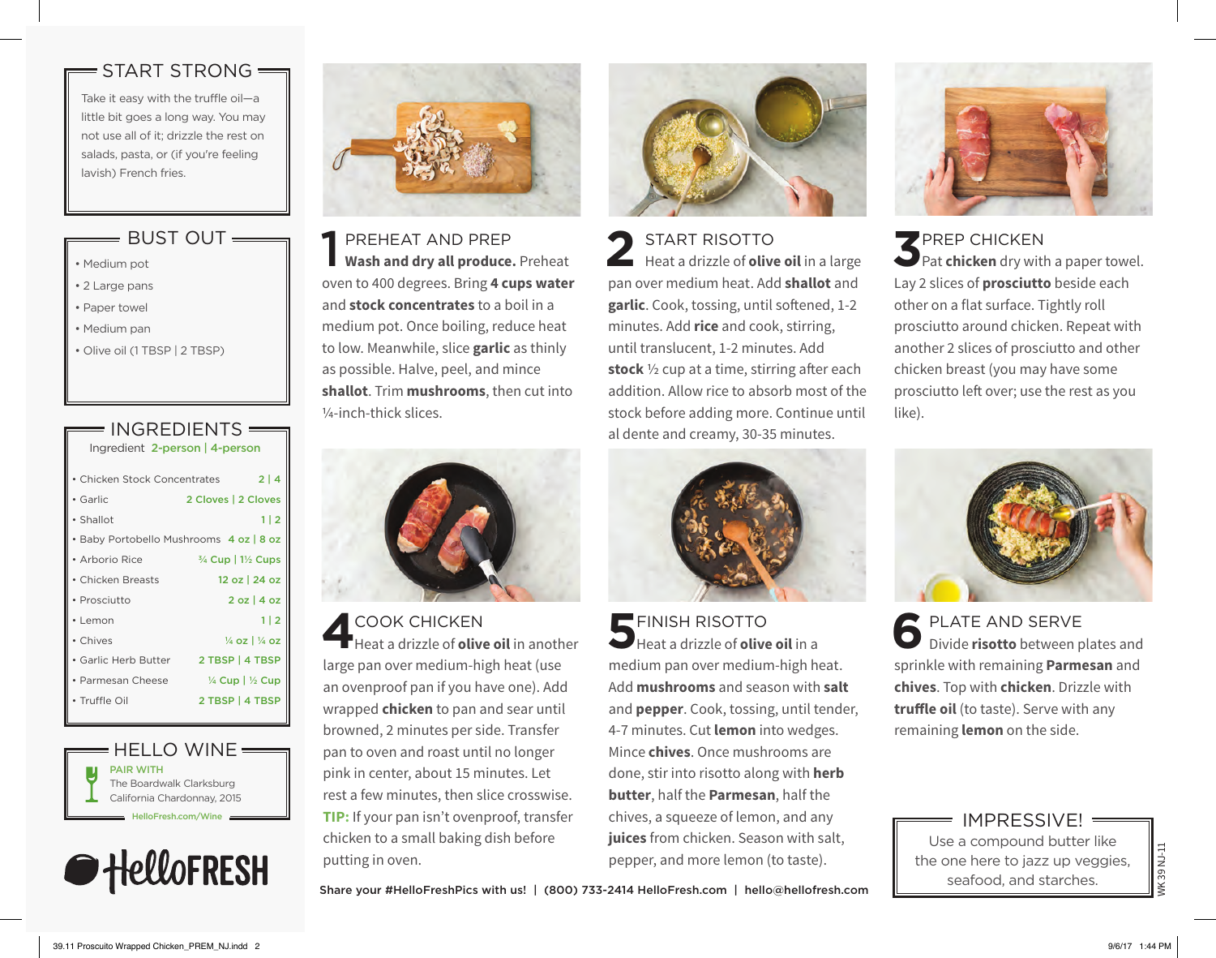## START STRONG

Take it easy with the truffle oil—a little bit goes a long way. You may not use all of it; drizzle the rest on salads, pasta, or (if you're feeling lavish) French fries.

## BUST OUT

- Medium pot
- 2 Large pans
- Paper towel
- Medium pan
- Olive oil (1 TBSP | 2 TBSP)

## INGREDIENTS

| Ingredient | 2-person \| 4-person |
|---|---|
| Chicken Stock Concentrates | 2 \| 4 |
| Garlic | 2 Cloves \| 2 Cloves |
| Shallot | 1 \| 2 |
| Baby Portobello Mushrooms | 4 oz \| 8 oz |
| Arborio Rice | ¾ Cup \| 1½ Cups |
| Chicken Breasts | 12 oz \| 24 oz |
| Prosciutto | 2 oz \| 4 oz |
| Lemon | 1 \| 2 |
| Chives | ¼ oz \| ¼ oz |
| Garlic Herb Butter | 2 TBSP \| 4 TBSP |
| Parmesan Cheese | ¼ Cup \| ½ Cup |
| Truffle Oil | 2 TBSP \| 4 TBSP |

## HELLO WINE

PAIR WITH
The Boardwalk Clarksburg California Chardonnay, 2015

HelloFresh.com/Wine

HelloFRESH

## 1 PREHEAT AND PREP

**Wash and dry all produce.** Preheat oven to 400 degrees. Bring **4 cups water** and **stock concentrates** to a boil in a medium pot. Once boiling, reduce heat to low. Meanwhile, slice **garlic** as thinly as possible. Halve, peel, and mince **shallot**. Trim **mushrooms**, then cut into ¼-inch-thick slices.

## 2 START RISOTTO

Heat a drizzle of **olive oil** in a large pan over medium heat. Add **shallot** and **garlic**. Cook, tossing, until softened, 1-2 minutes. Add **rice** and cook, stirring, until translucent, 1-2 minutes. Add **stock** ½ cup at a time, stirring after each addition. Allow rice to absorb most of the stock before adding more. Continue until al dente and creamy, 30-35 minutes.

## 3 PREP CHICKEN

Pat **chicken** dry with a paper towel. Lay 2 slices of **prosciutto** beside each other on a flat surface. Tightly roll prosciutto around chicken. Repeat with another 2 slices of prosciutto and other chicken breast (you may have some prosciutto left over; use the rest as you like).

## 4 COOK CHICKEN

Heat a drizzle of **olive oil** in another large pan over medium-high heat (use an ovenproof pan if you have one). Add wrapped **chicken** to pan and sear until browned, 2 minutes per side. Transfer pan to oven and roast until no longer pink in center, about 15 minutes. Let rest a few minutes, then slice crosswise.

**TIP:** If your pan isn't ovenproof, transfer chicken to a small baking dish before putting in oven.

## 5 FINISH RISOTTO

Heat a drizzle of **olive oil** in a medium pan over medium-high heat. Add **mushrooms** and season with **salt** and **pepper**. Cook, tossing, until tender, 4-7 minutes. Cut **lemon** into wedges. Mince **chives**. Once mushrooms are done, stir into risotto along with **herb butter**, half the **Parmesan**, half the chives, a squeeze of lemon, and any **juices** from chicken. Season with salt, pepper, and more lemon (to taste).

## 6 PLATE AND SERVE

Divide **risotto** between plates and sprinkle with remaining **Parmesan** and **chives**. Top with **chicken**. Drizzle with **truffle oil** (to taste). Serve with any remaining **lemon** on the side.

## IMPRESSIVE!

Use a compound butter like the one here to jazz up veggies, seafood, and starches.

Share your #HelloFreshPics with us! | (800) 733-2414 HelloFresh.com | hello@hellofresh.com

WK 39 NJ-11